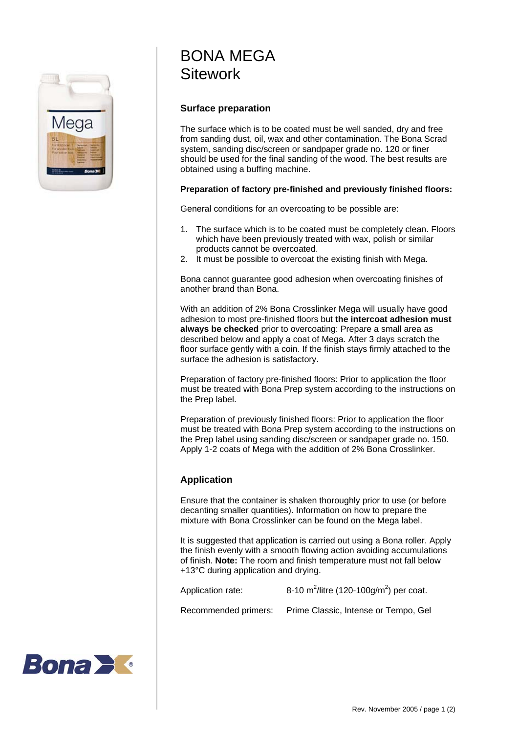# BONA MEGA
# Sitework

## Surface preparation

The surface which is to be coated must be well sanded, dry and free from sanding dust, oil, wax and other contamination. The Bona Scrad system, sanding disc/screen or sandpaper grade no. 120 or finer should be used for the final sanding of the wood. The best results are obtained using a buffing machine.

**Preparation of factory pre-finished and previously finished floors:**

General conditions for an overcoating to be possible are:

1. The surface which is to be coated must be completely clean. Floors which have been previously treated with wax, polish or similar products cannot be overcoated.
2. It must be possible to overcoat the existing finish with Mega.

Bona cannot guarantee good adhesion when overcoating finishes of another brand than Bona.

With an addition of 2% Bona Crosslinker Mega will usually have good adhesion to most pre-finished floors but **the intercoat adhesion must always be checked** prior to overcoating: Prepare a small area as described below and apply a coat of Mega. After 3 days scratch the floor surface gently with a coin. If the finish stays firmly attached to the surface the adhesion is satisfactory.

Preparation of factory pre-finished floors: Prior to application the floor must be treated with Bona Prep system according to the instructions on the Prep label.

Preparation of previously finished floors: Prior to application the floor must be treated with Bona Prep system according to the instructions on the Prep label using sanding disc/screen or sandpaper grade no. 150. Apply 1-2 coats of Mega with the addition of 2% Bona Crosslinker.

## Application

Ensure that the container is shaken thoroughly prior to use (or before decanting smaller quantities). Information on how to prepare the mixture with Bona Crosslinker can be found on the Mega label.

It is suggested that application is carried out using a Bona roller. Apply the finish evenly with a smooth flowing action avoiding accumulations of finish. **Note:** The room and finish temperature must not fall below +13°C during application and drying.

| | |
|---|---|
| Application rate: | 8-10 $m^2$/litre (120-100g/$m^2$) per coat. |
| Recommended primers: | Prime Classic, Intense or Tempo, Gel |

Rev. November 2005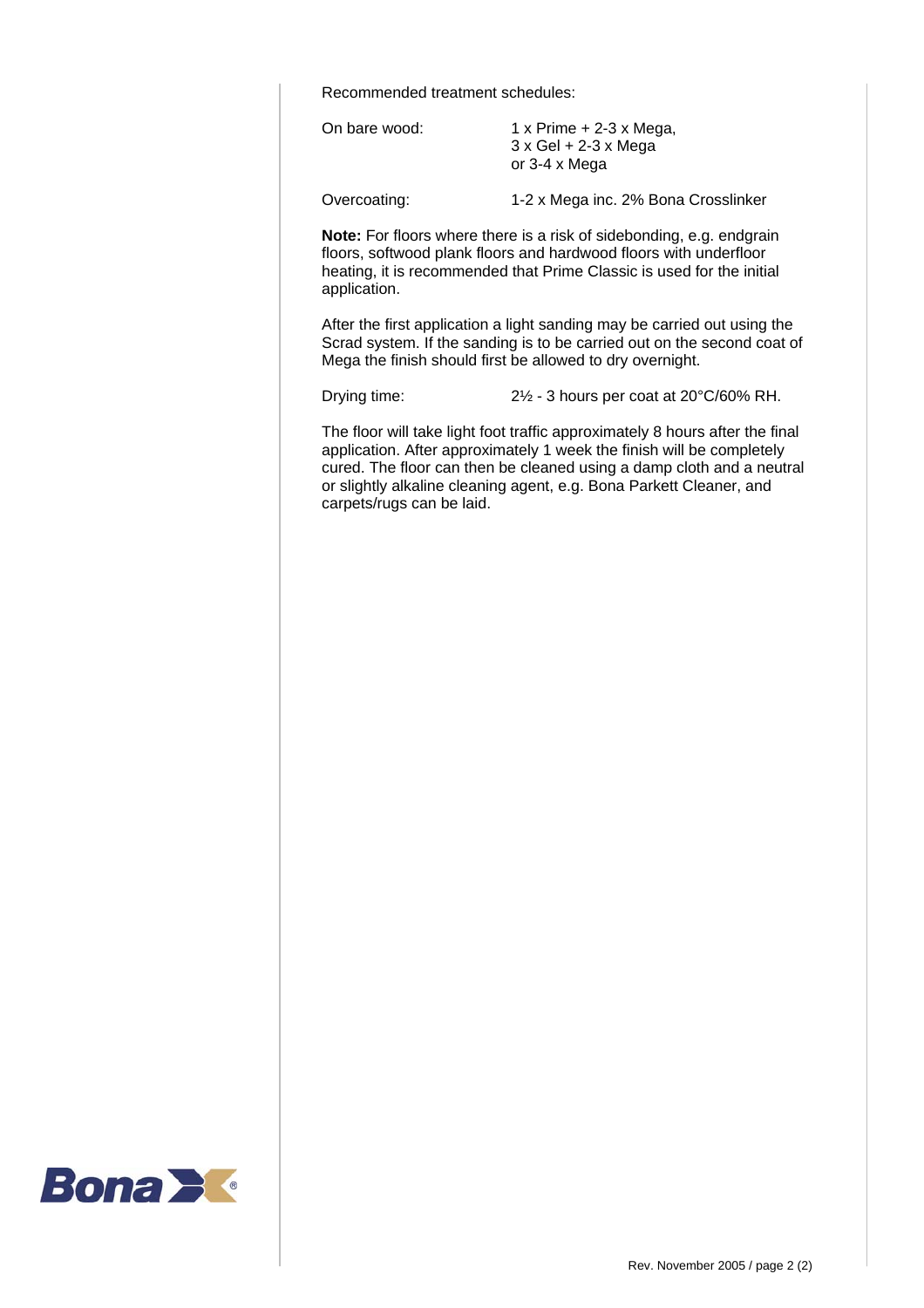Recommended treatment schedules:

| | |
|---|---|
| On bare wood: | 1 x Prime + 2-3 x Mega,<br>3 x Gel + 2-3 x Mega<br>or 3-4 x Mega |
| Overcoating: | 1-2 x Mega inc. 2% Bona Crosslinker |

**Note:** For floors where there is a risk of sidebonding, e.g. endgrain floors, softwood plank floors and hardwood floors with underfloor heating, it is recommended that Prime Classic is used for the initial application.

After the first application a light sanding may be carried out using the Scrad system. If the sanding is to be carried out on the second coat of Mega the finish should first be allowed to dry overnight.

Drying time: 2½ - 3 hours per coat at 20°C/60% RH.

The floor will take light foot traffic approximately 8 hours after the final application. After approximately 1 week the finish will be completely cured. The floor can then be cleaned using a damp cloth and a neutral or slightly alkaline cleaning agent, e.g. Bona Parkett Cleaner, and carpets/rugs can be laid.

Bona

Rev. November 2005